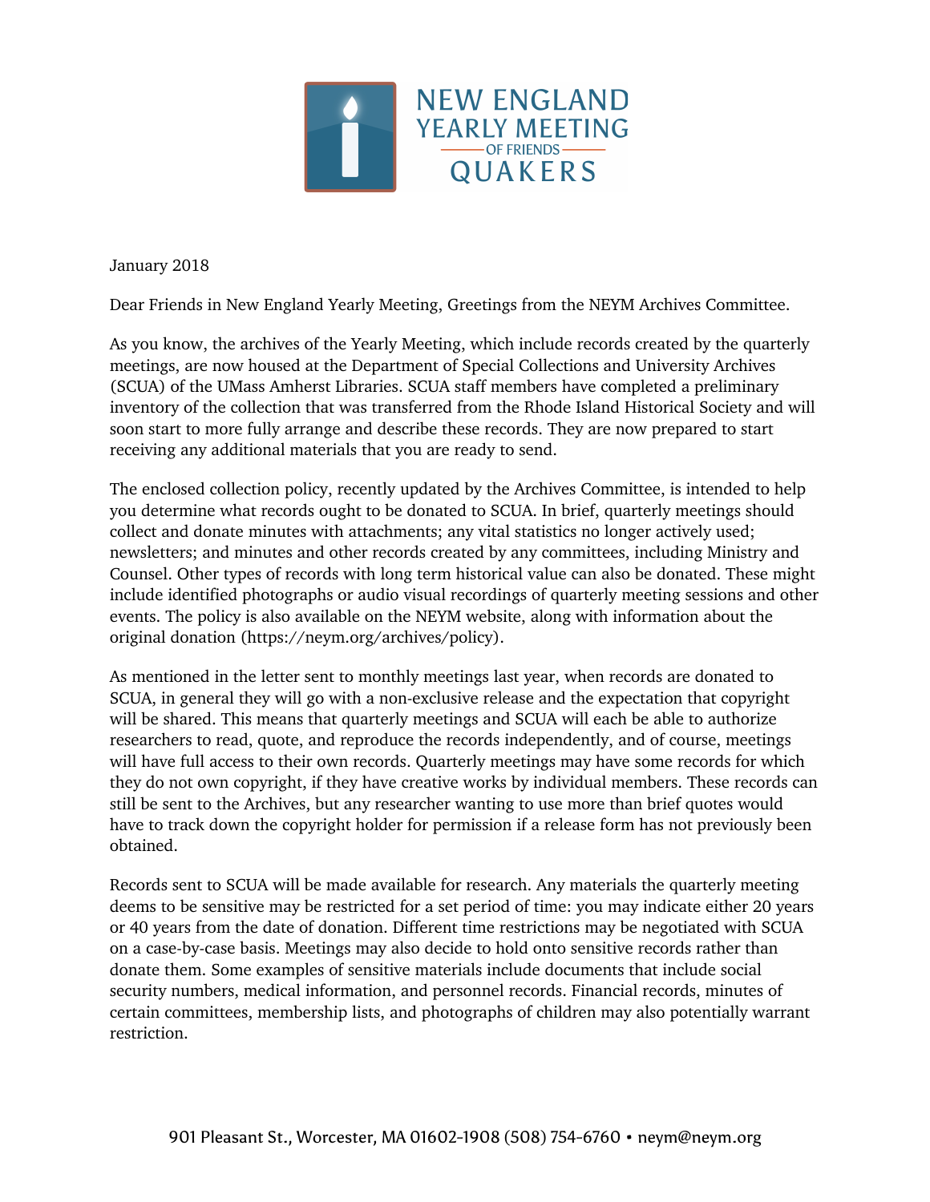NEW ENGLAND YEARLY MEETING OF FRIENDS QUAKERS

January 2018

Dear Friends in New England Yearly Meeting, Greetings from the NEYM Archives Committee.

As you know, the archives of the Yearly Meeting, which include records created by the quarterly meetings, are now housed at the Department of Special Collections and University Archives (SCUA) of the UMass Amherst Libraries. SCUA staff members have completed a preliminary inventory of the collection that was transferred from the Rhode Island Historical Society and will soon start to more fully arrange and describe these records. They are now prepared to start receiving any additional materials that you are ready to send.

The enclosed collection policy, recently updated by the Archives Committee, is intended to help you determine what records ought to be donated to SCUA. In brief, quarterly meetings should collect and donate minutes with attachments; any vital statistics no longer actively used; newsletters; and minutes and other records created by any committees, including Ministry and Counsel. Other types of records with long term historical value can also be donated. These might include identified photographs or audio visual recordings of quarterly meeting sessions and other events. The policy is also available on the NEYM website, along with information about the original donation (https://neym.org/archives/policy).

As mentioned in the letter sent to monthly meetings last year, when records are donated to SCUA, in general they will go with a non-exclusive release and the expectation that copyright will be shared. This means that quarterly meetings and SCUA will each be able to authorize researchers to read, quote, and reproduce the records independently, and of course, meetings will have full access to their own records. Quarterly meetings may have some records for which they do not own copyright, if they have creative works by individual members. These records can still be sent to the Archives, but any researcher wanting to use more than brief quotes would have to track down the copyright holder for permission if a release form has not previously been obtained.

Records sent to SCUA will be made available for research. Any materials the quarterly meeting deems to be sensitive may be restricted for a set period of time: you may indicate either 20 years or 40 years from the date of donation. Different time restrictions may be negotiated with SCUA on a case-by-case basis. Meetings may also decide to hold onto sensitive records rather than donate them. Some examples of sensitive materials include documents that include social security numbers, medical information, and personnel records. Financial records, minutes of certain committees, membership lists, and photographs of children may also potentially warrant restriction.

901 Pleasant St., Worcester, MA 01602-1908 (508) 754-6760 • neym@neym.org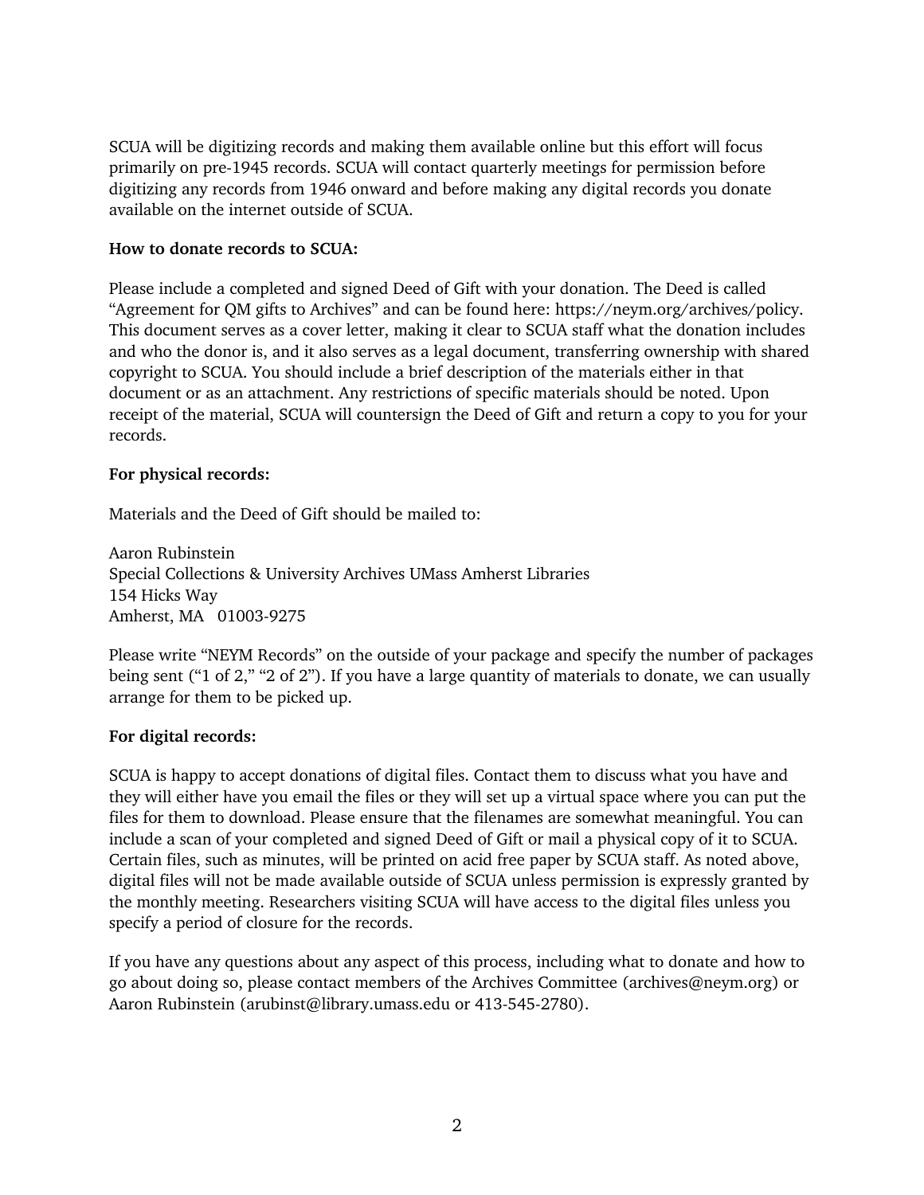SCUA will be digitizing records and making them available online but this effort will focus primarily on pre-1945 records. SCUA will contact quarterly meetings for permission before digitizing any records from 1946 onward and before making any digital records you donate available on the internet outside of SCUA.

**How to donate records to SCUA:**

Please include a completed and signed Deed of Gift with your donation. The Deed is called "Agreement for QM gifts to Archives" and can be found here: https://neym.org/archives/policy. This document serves as a cover letter, making it clear to SCUA staff what the donation includes and who the donor is, and it also serves as a legal document, transferring ownership with shared copyright to SCUA. You should include a brief description of the materials either in that document or as an attachment. Any restrictions of specific materials should be noted. Upon receipt of the material, SCUA will countersign the Deed of Gift and return a copy to you for your records.

**For physical records:**

Materials and the Deed of Gift should be mailed to:

Aaron Rubinstein  
Special Collections & University Archives UMass Amherst Libraries  
154 Hicks Way  
Amherst, MA 01003-9275

Please write "NEYM Records" on the outside of your package and specify the number of packages being sent ("1 of 2," "2 of 2"). If you have a large quantity of materials to donate, we can usually arrange for them to be picked up.

**For digital records:**

SCUA is happy to accept donations of digital files. Contact them to discuss what you have and they will either have you email the files or they will set up a virtual space where you can put the files for them to download. Please ensure that the filenames are somewhat meaningful. You can include a scan of your completed and signed Deed of Gift or mail a physical copy of it to SCUA. Certain files, such as minutes, will be printed on acid free paper by SCUA staff. As noted above, digital files will not be made available outside of SCUA unless permission is expressly granted by the monthly meeting. Researchers visiting SCUA will have access to the digital files unless you specify a period of closure for the records.

If you have any questions about any aspect of this process, including what to donate and how to go about doing so, please contact members of the Archives Committee (archives@neym.org) or Aaron Rubinstein (arubinst@library.umass.edu or 413-545-2780).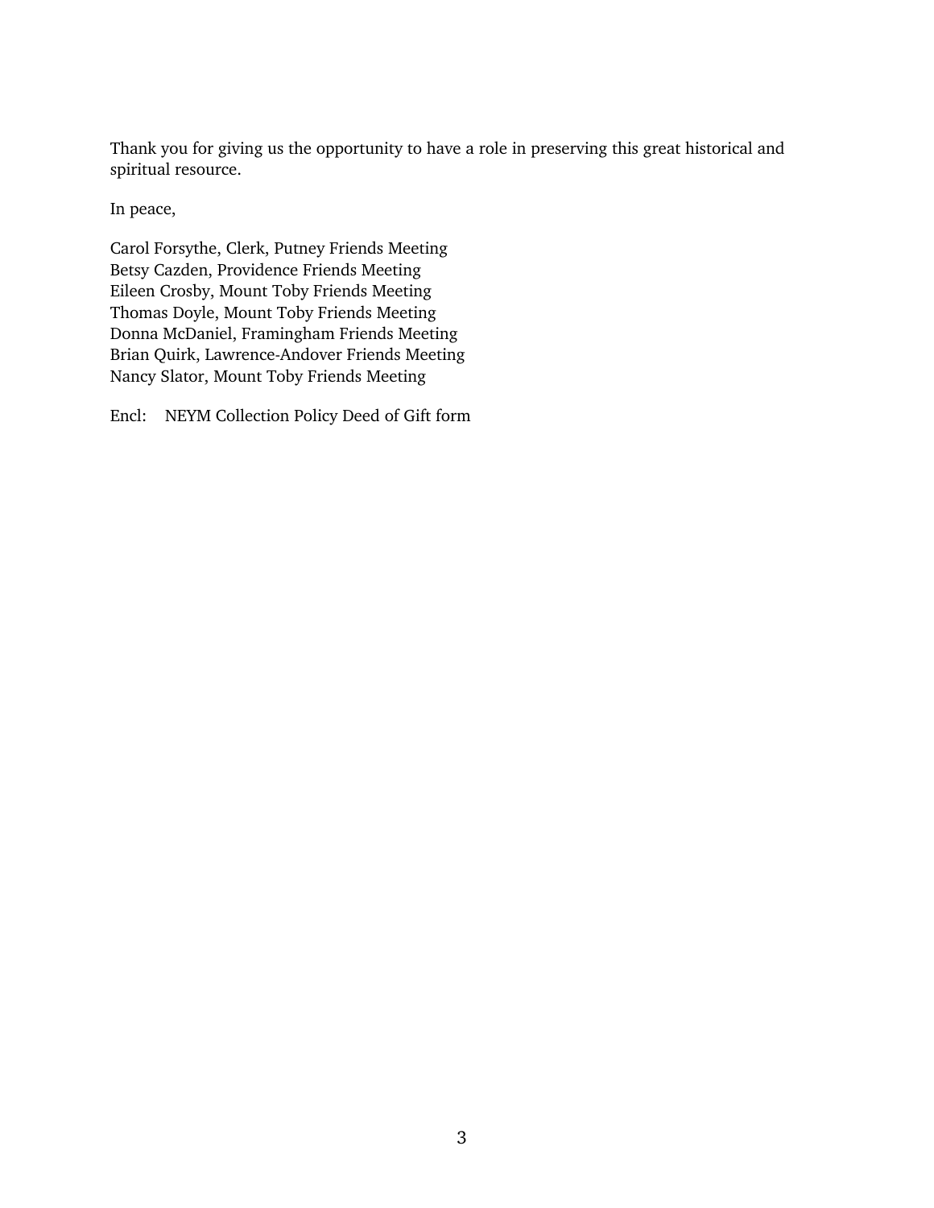Thank you for giving us the opportunity to have a role in preserving this great historical and spiritual resource.

In peace,

Carol Forsythe, Clerk, Putney Friends Meeting
Betsy Cazden, Providence Friends Meeting
Eileen Crosby, Mount Toby Friends Meeting
Thomas Doyle, Mount Toby Friends Meeting
Donna McDaniel, Framingham Friends Meeting
Brian Quirk, Lawrence-Andover Friends Meeting
Nancy Slator, Mount Toby Friends Meeting

Encl: NEYM Collection Policy Deed of Gift form